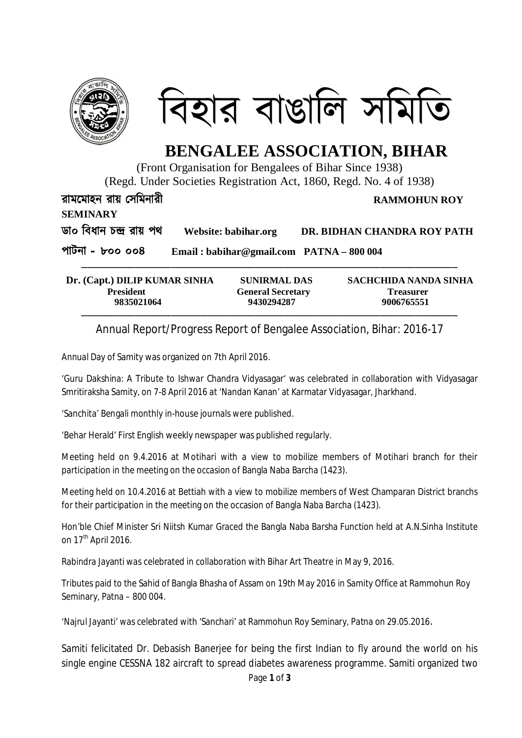# বিহার বাঙালি সমিতি

# BENGALEE ASSOCIATION, BIHAR

(Front Organisation for Bengalees of Bihar Since 1938)
(Regd. Under Societies Registration Act, 1860, Regd. No. 4 of 1938)

রামমোহন রায় সেমিনারী | RAMMOHUN ROY SEMINARY

ডা০ বিধান চন্দ্র রায় পথ | Website: babihar.org | DR. BIDHAN CHANDRA ROY PATH

পাটনা - ৮০০ ০০৪ | Email : babihar@gmail.com | PATNA – 800 004

| Dr. (Capt.) DILIP KUMAR SINHA | SUNIRMAL DAS | SACHCHIDA NANDA SINHA |
|---|---|---|
| President | General Secretary | Treasurer |
| 9835021064 | 9430294287 | 9006765551 |

## Annual Report/Progress Report of Bengalee Association, Bihar: 2016-17

Annual Day of Samity was organized on 7th April 2016.

'Guru Dakshina: A Tribute to Ishwar Chandra Vidyasagar' was celebrated in collaboration with Vidyasagar Smritiraksha Samity, on 7-8 April 2016 at 'Nandan Kanan' at Karmatar Vidyasagar, Jharkhand.

'Sanchita' Bengali monthly in-house journals were published.

'Behar Herald' First English weekly newspaper was published regularly.

Meeting held on 9.4.2016 at Motihari with a view to mobilize members of Motihari branch for their participation in the meeting on the occasion of Bangla Naba Barcha (1423).

Meeting held on 10.4.2016 at Bettiah with a view to mobilize members of West Champaran District branchs for their participation in the meeting on the occasion of Bangla Naba Barcha (1423).

Hon'ble Chief Minister Sri Niitsh Kumar Graced the Bangla Naba Barsha Function held at A.N.Sinha Institute on 17th April 2016.

Rabindra Jayanti was celebrated in collaboration with Bihar Art Theatre in May 9, 2016.

Tributes paid to the Sahid of Bangla Bhasha of Assam on 19th May 2016 in Samity Office at Rammohun Roy Seminary, Patna – 800 004.

'Najrul Jayanti' was celebrated with 'Sanchari' at Rammohun Roy Seminary, Patna on 29.05.2016.

Samiti felicitated Dr. Debasish Banerjee for being the first Indian to fly around the world on his single engine CESSNA 182 aircraft to spread diabetes awareness programme. Samiti organized two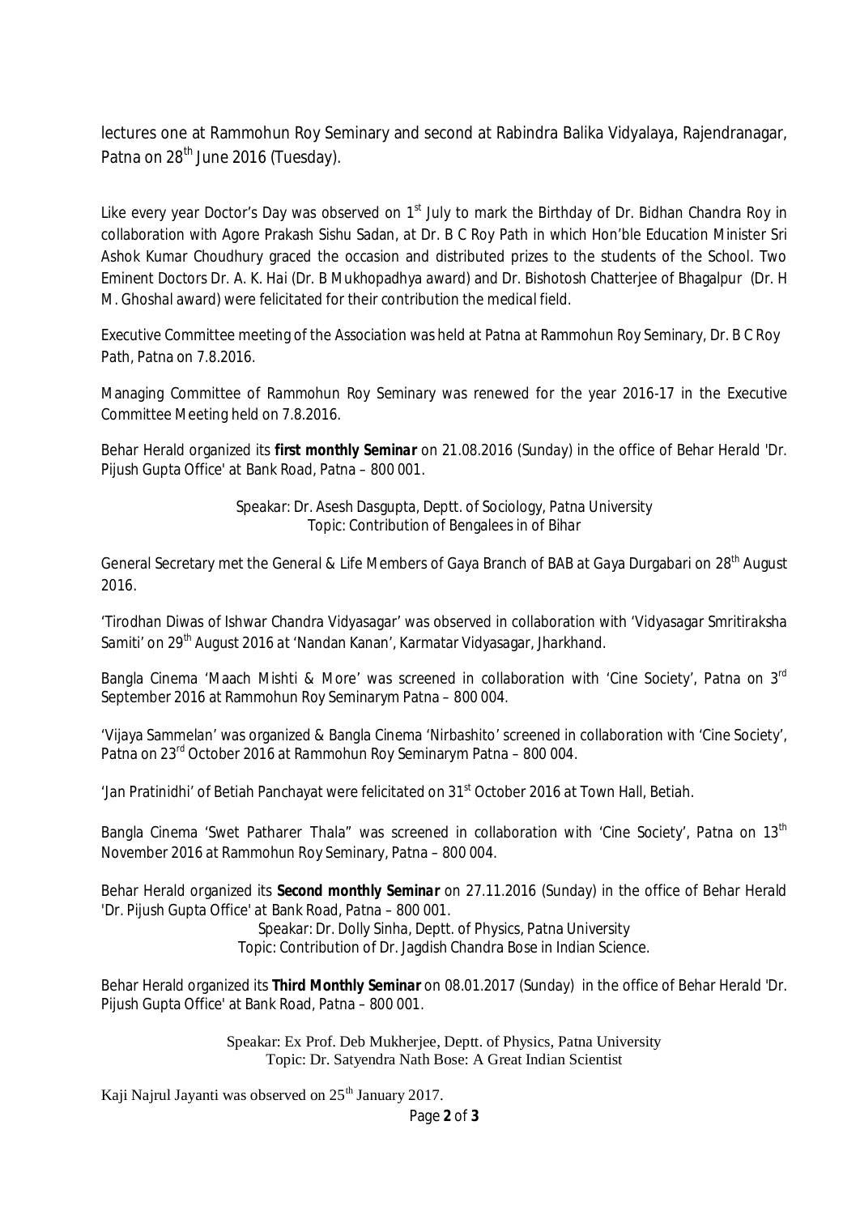lectures one at Rammohun Roy Seminary and second at Rabindra Balika Vidyalaya, Rajendranagar, Patna on 28th June 2016 (Tuesday).

Like every year Doctor's Day was observed on 1st July to mark the Birthday of Dr. Bidhan Chandra Roy in collaboration with Agore Prakash Sishu Sadan, at Dr. B C Roy Path in which Hon'ble Education Minister Sri Ashok Kumar Choudhury graced the occasion and distributed prizes to the students of the School. Two Eminent Doctors Dr. A. K. Hai (Dr. B Mukhopadhya award) and Dr. Bishotosh Chatterjee of Bhagalpur (Dr. H M. Ghoshal award) were felicitated for their contribution the medical field.

Executive Committee meeting of the Association was held at Patna at Rammohun Roy Seminary, Dr. B C Roy Path, Patna on 7.8.2016.

Managing Committee of Rammohun Roy Seminary was renewed for the year 2016-17 in the Executive Committee Meeting held on 7.8.2016.

Behar Herald organized its ***first monthly Seminar*** on 21.08.2016 (Sunday) in the office of Behar Herald 'Dr. Pijush Gupta Office' at Bank Road, Patna – 800 001.

Speakar: Dr. Asesh Dasgupta, Deptt. of Sociology, Patna University
Topic: Contribution of Bengalees in of Bihar

General Secretary met the General & Life Members of Gaya Branch of BAB at Gaya Durgabari on 28th August 2016.

'Tirodhan Diwas of Ishwar Chandra Vidyasagar' was observed in collaboration with 'Vidyasagar Smritiraksha Samiti' on 29th August 2016 at 'Nandan Kanan', Karmatar Vidyasagar, Jharkhand.

Bangla Cinema 'Maach Mishti & More' was screened in collaboration with 'Cine Society', Patna on 3rd September 2016 at Rammohun Roy Seminarym Patna – 800 004.

'Vijaya Sammelan' was organized & Bangla Cinema 'Nirbashito' screened in collaboration with 'Cine Society', Patna on 23rd October 2016 at Rammohun Roy Seminarym Patna – 800 004.

'Jan Pratinidhi' of Betiah Panchayat were felicitated on 31st October 2016 at Town Hall, Betiah.

Bangla Cinema 'Swet Patharer Thala" was screened in collaboration with 'Cine Society', Patna on 13th November 2016 at Rammohun Roy Seminary, Patna – 800 004.

Behar Herald organized its ***Second monthly Seminar*** on 27.11.2016 (Sunday) in the office of Behar Herald 'Dr. Pijush Gupta Office' at Bank Road, Patna – 800 001.

Speakar: Dr. Dolly Sinha, Deptt. of Physics, Patna University
Topic: Contribution of Dr. Jagdish Chandra Bose in Indian Science.

Behar Herald organized its ***Third Monthly Seminar*** on 08.01.2017 (Sunday) in the office of Behar Herald 'Dr. Pijush Gupta Office' at Bank Road, Patna – 800 001.

Speakar: Ex Prof. Deb Mukherjee, Deptt. of Physics, Patna University
Topic: Dr. Satyendra Nath Bose: A Great Indian Scientist

Kaji Najrul Jayanti was observed on 25th January 2017.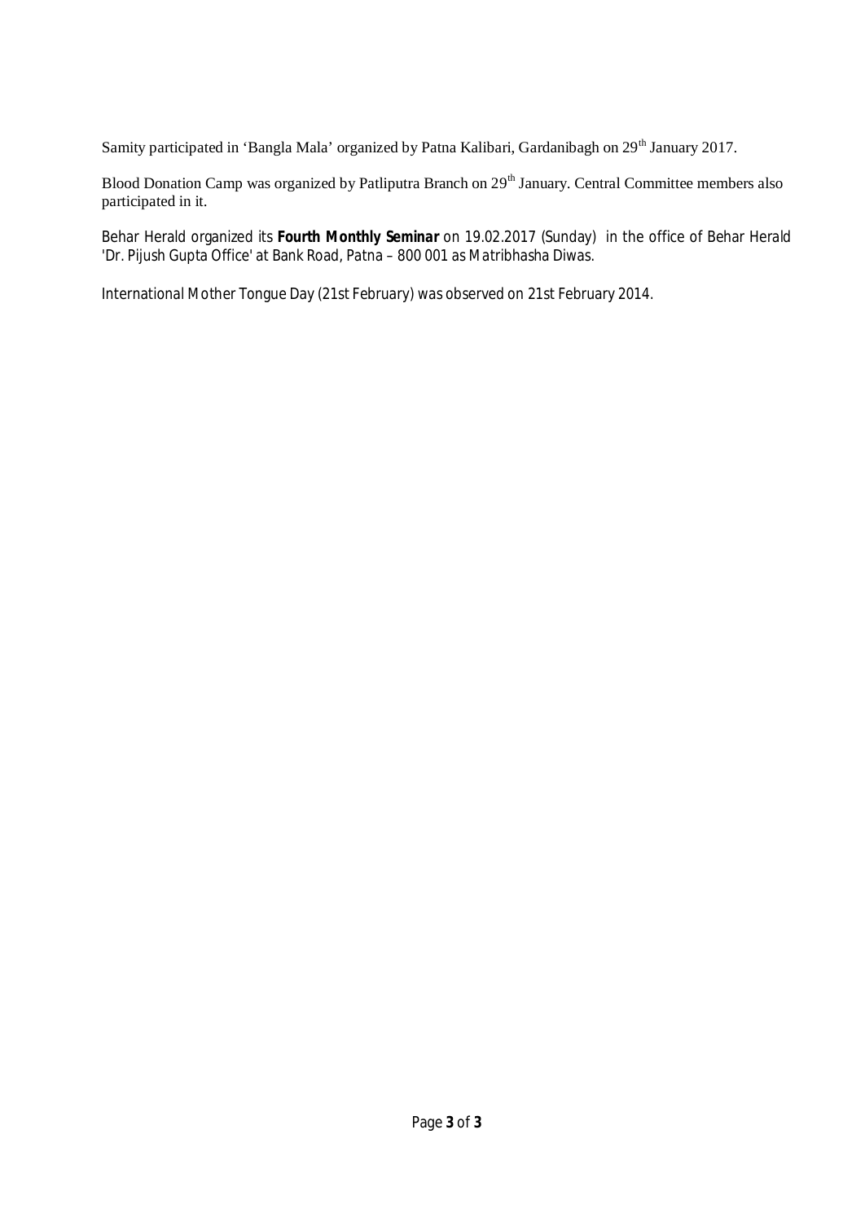Samity participated in 'Bangla Mala' organized by Patna Kalibari, Gardanibagh on 29th January 2017.

Blood Donation Camp was organized by Patliputra Branch on 29th January. Central Committee members also participated in it.

Behar Herald organized its **Fourth Monthly Seminar** on 19.02.2017 (Sunday) in the office of Behar Herald 'Dr. Pijush Gupta Office' at Bank Road, Patna – 800 001 as Matribhasha Diwas.

International Mother Tongue Day (21st February) was observed on 21st February 2014.